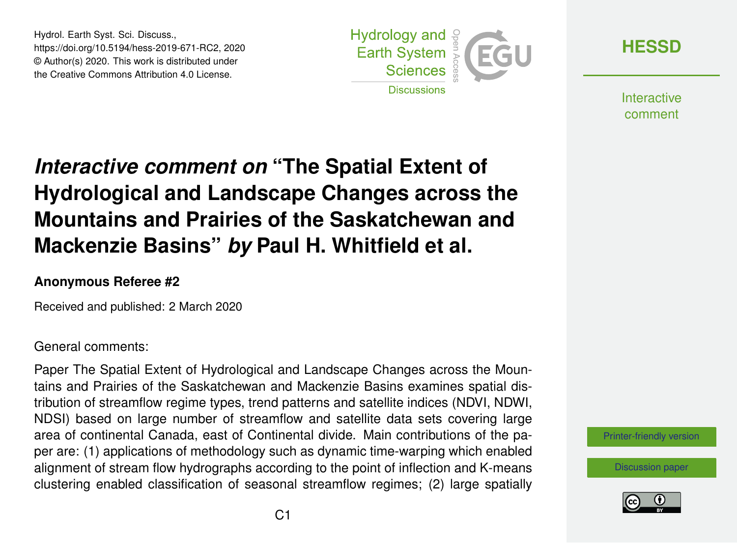Hydrol. Earth Syst. Sci. Discuss.,
https://doi.org/10.5194/hess-2019-671-RC2, 2020
© Author(s) 2020. This work is distributed under the Creative Commons Attribution 4.0 License.

# *Interactive comment on* "The Spatial Extent of Hydrological and Landscape Changes across the Mountains and Prairies of the Saskatchewan and Mackenzie Basins" *by* Paul H. Whitfield et al.

**Anonymous Referee #2**

Received and published: 2 March 2020

General comments:

Paper The Spatial Extent of Hydrological and Landscape Changes across the Mountains and Prairies of the Saskatchewan and Mackenzie Basins examines spatial distribution of streamflow regime types, trend patterns and satellite indices (NDVI, NDWI, NDSI) based on large number of streamflow and satellite data sets covering large area of continental Canada, east of Continental divide. Main contributions of the paper are: (1) applications of methodology such as dynamic time-warping which enabled alignment of stream flow hydrographs according to the point of inflection and K-means clustering enabled classification of seasonal streamflow regimes; (2) large spatially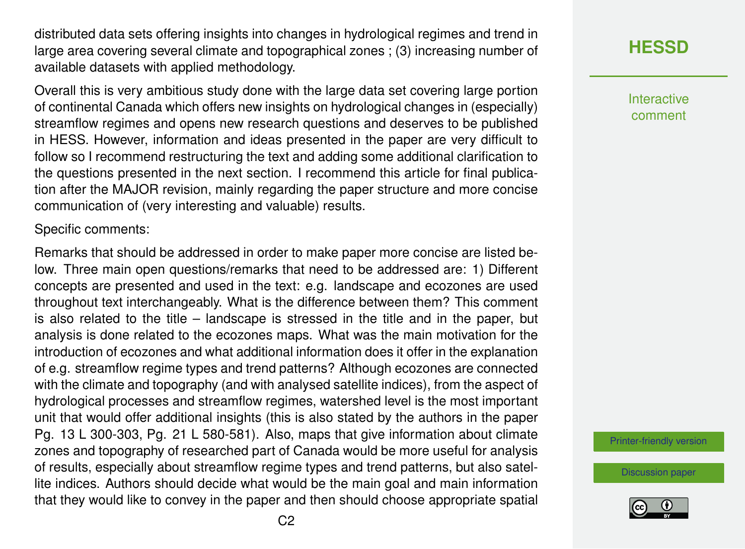distributed data sets offering insights into changes in hydrological regimes and trend in large area covering several climate and topographical zones ; (3) increasing number of available datasets with applied methodology.

Overall this is very ambitious study done with the large data set covering large portion of continental Canada which offers new insights on hydrological changes in (especially) streamflow regimes and opens new research questions and deserves to be published in HESS. However, information and ideas presented in the paper are very difficult to follow so I recommend restructuring the text and adding some additional clarification to the questions presented in the next section. I recommend this article for final publication after the MAJOR revision, mainly regarding the paper structure and more concise communication of (very interesting and valuable) results.

Specific comments:

Remarks that should be addressed in order to make paper more concise are listed below. Three main open questions/remarks that need to be addressed are: 1) Different concepts are presented and used in the text: e.g. landscape and ecozones are used throughout text interchangeably. What is the difference between them? This comment is also related to the title – landscape is stressed in the title and in the paper, but analysis is done related to the ecozones maps. What was the main motivation for the introduction of ecozones and what additional information does it offer in the explanation of e.g. streamflow regime types and trend patterns? Although ecozones are connected with the climate and topography (and with analysed satellite indices), from the aspect of hydrological processes and streamflow regimes, watershed level is the most important unit that would offer additional insights (this is also stated by the authors in the paper Pg. 13 L 300-303, Pg. 21 L 580-581). Also, maps that give information about climate zones and topography of researched part of Canada would be more useful for analysis of results, especially about streamflow regime types and trend patterns, but also satellite indices. Authors should decide what would be the main goal and main information that they would like to convey in the paper and then should choose appropriate spatial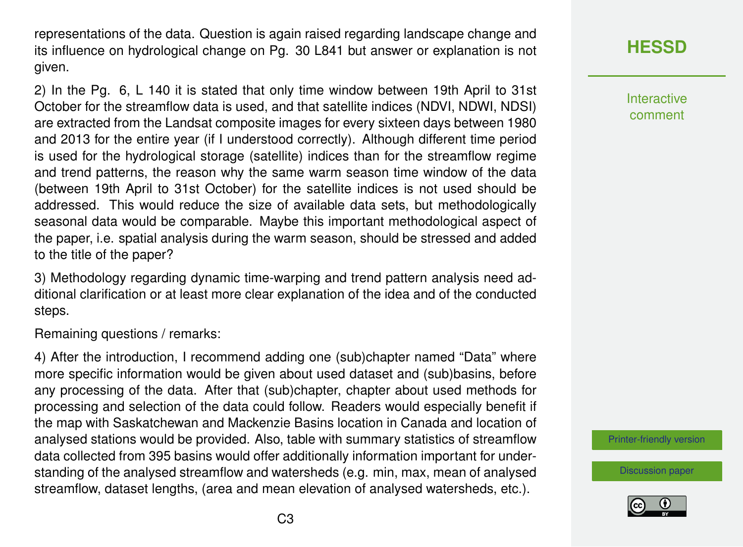representations of the data. Question is again raised regarding landscape change and its influence on hydrological change on Pg. 30 L841 but answer or explanation is not given.

2) In the Pg. 6, L 140 it is stated that only time window between 19th April to 31st October for the streamflow data is used, and that satellite indices (NDVI, NDWI, NDSI) are extracted from the Landsat composite images for every sixteen days between 1980 and 2013 for the entire year (if I understood correctly). Although different time period is used for the hydrological storage (satellite) indices than for the streamflow regime and trend patterns, the reason why the same warm season time window of the data (between 19th April to 31st October) for the satellite indices is not used should be addressed. This would reduce the size of available data sets, but methodologically seasonal data would be comparable. Maybe this important methodological aspect of the paper, i.e. spatial analysis during the warm season, should be stressed and added to the title of the paper?

3) Methodology regarding dynamic time-warping and trend pattern analysis need additional clarification or at least more clear explanation of the idea and of the conducted steps.

Remaining questions / remarks:

4) After the introduction, I recommend adding one (sub)chapter named "Data" where more specific information would be given about used dataset and (sub)basins, before any processing of the data. After that (sub)chapter, chapter about used methods for processing and selection of the data could follow. Readers would especially benefit if the map with Saskatchewan and Mackenzie Basins location in Canada and location of analysed stations would be provided. Also, table with summary statistics of streamflow data collected from 395 basins would offer additionally information important for understanding of the analysed streamflow and watersheds (e.g. min, max, mean of analysed streamflow, dataset lengths, (area and mean elevation of analysed watersheds, etc.).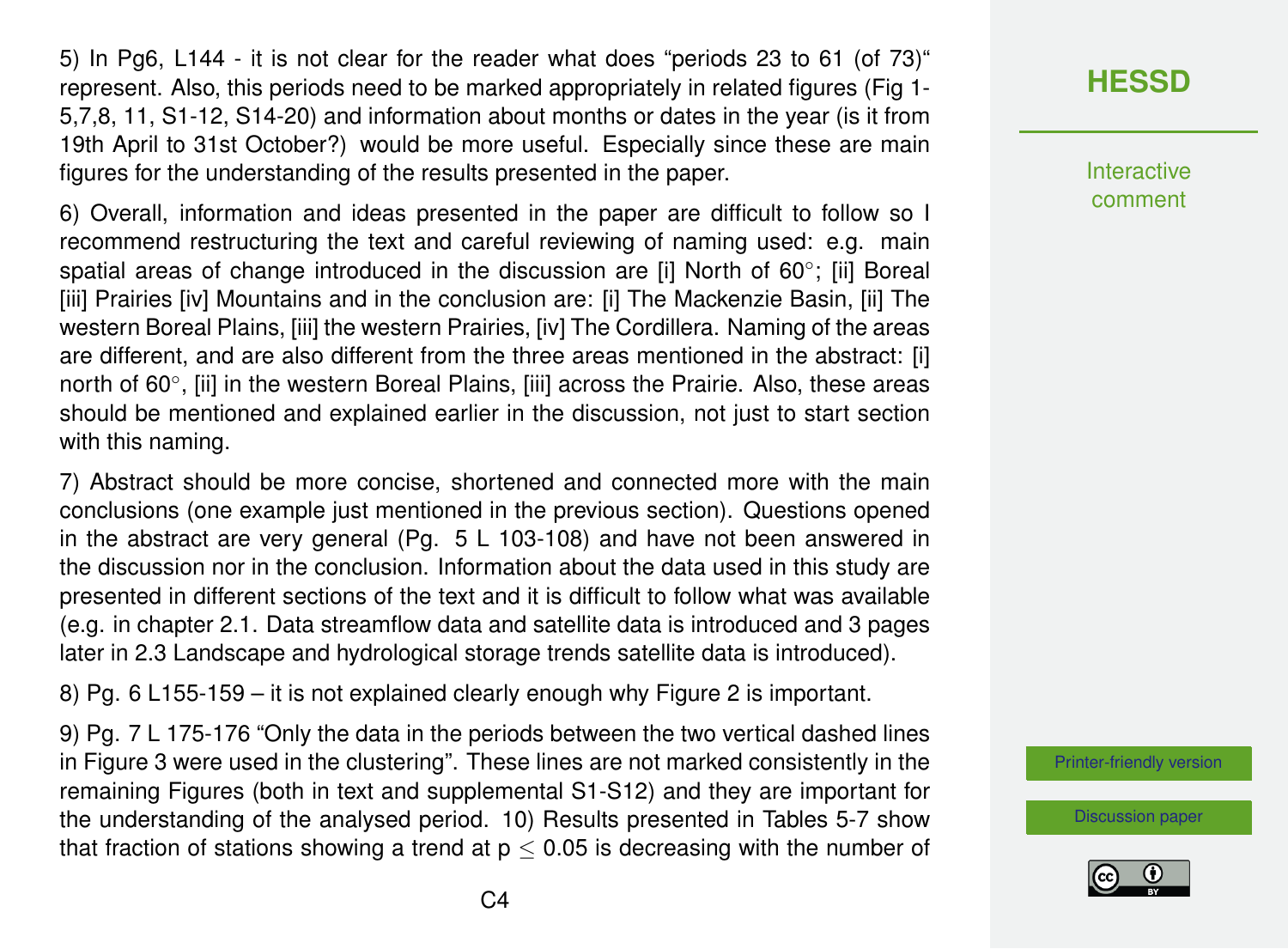5) In Pg6, L144 - it is not clear for the reader what does “periods 23 to 61 (of 73)“ represent. Also, this periods need to be marked appropriately in related figures (Fig 1-5,7,8, 11, S1-12, S14-20) and information about months or dates in the year (is it from 19th April to 31st October?) would be more useful. Especially since these are main figures for the understanding of the results presented in the paper.

6) Overall, information and ideas presented in the paper are difficult to follow so I recommend restructuring the text and careful reviewing of naming used: e.g. main spatial areas of change introduced in the discussion are [i] North of 60°; [ii] Boreal [iii] Prairies [iv] Mountains and in the conclusion are: [i] The Mackenzie Basin, [ii] The western Boreal Plains, [iii] the western Prairies, [iv] The Cordillera. Naming of the areas are different, and are also different from the three areas mentioned in the abstract: [i] north of 60°, [ii] in the western Boreal Plains, [iii] across the Prairie. Also, these areas should be mentioned and explained earlier in the discussion, not just to start section with this naming.

7) Abstract should be more concise, shortened and connected more with the main conclusions (one example just mentioned in the previous section). Questions opened in the abstract are very general (Pg. 5 L 103-108) and have not been answered in the discussion nor in the conclusion. Information about the data used in this study are presented in different sections of the text and it is difficult to follow what was available (e.g. in chapter 2.1. Data streamflow data and satellite data is introduced and 3 pages later in 2.3 Landscape and hydrological storage trends satellite data is introduced).

8) Pg. 6 L155-159 – it is not explained clearly enough why Figure 2 is important.

9) Pg. 7 L 175-176 “Only the data in the periods between the two vertical dashed lines in Figure 3 were used in the clustering”. These lines are not marked consistently in the remaining Figures (both in text and supplemental S1-S12) and they are important for the understanding of the analysed period. 10) Results presented in Tables 5-7 show that fraction of stations showing a trend at $p \leq 0.05$ is decreasing with the number of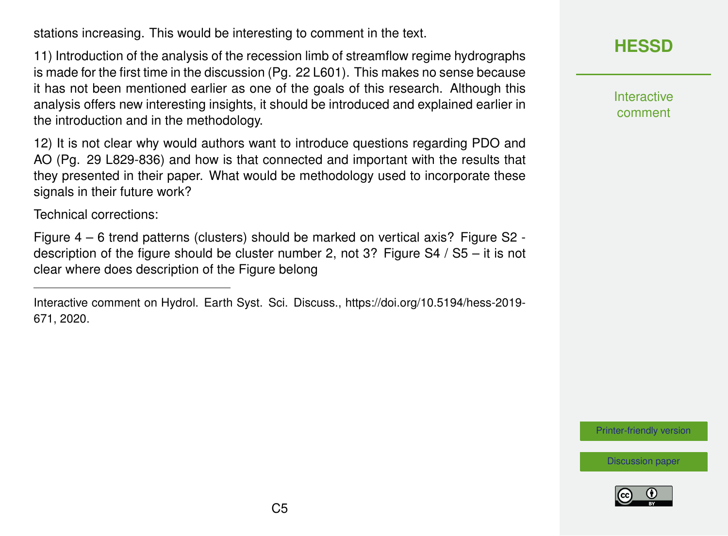stations increasing. This would be interesting to comment in the text.

11) Introduction of the analysis of the recession limb of streamflow regime hydrographs is made for the first time in the discussion (Pg. 22 L601). This makes no sense because it has not been mentioned earlier as one of the goals of this research. Although this analysis offers new interesting insights, it should be introduced and explained earlier in the introduction and in the methodology.

12) It is not clear why would authors want to introduce questions regarding PDO and AO (Pg. 29 L829-836) and how is that connected and important with the results that they presented in their paper. What would be methodology used to incorporate these signals in their future work?

Technical corrections:

Figure 4 – 6 trend patterns (clusters) should be marked on vertical axis? Figure S2 - description of the figure should be cluster number 2, not 3? Figure S4 / S5 – it is not clear where does description of the Figure belong

---

Interactive comment on Hydrol. Earth Syst. Sci. Discuss., https://doi.org/10.5194/hess-2019-671, 2020.